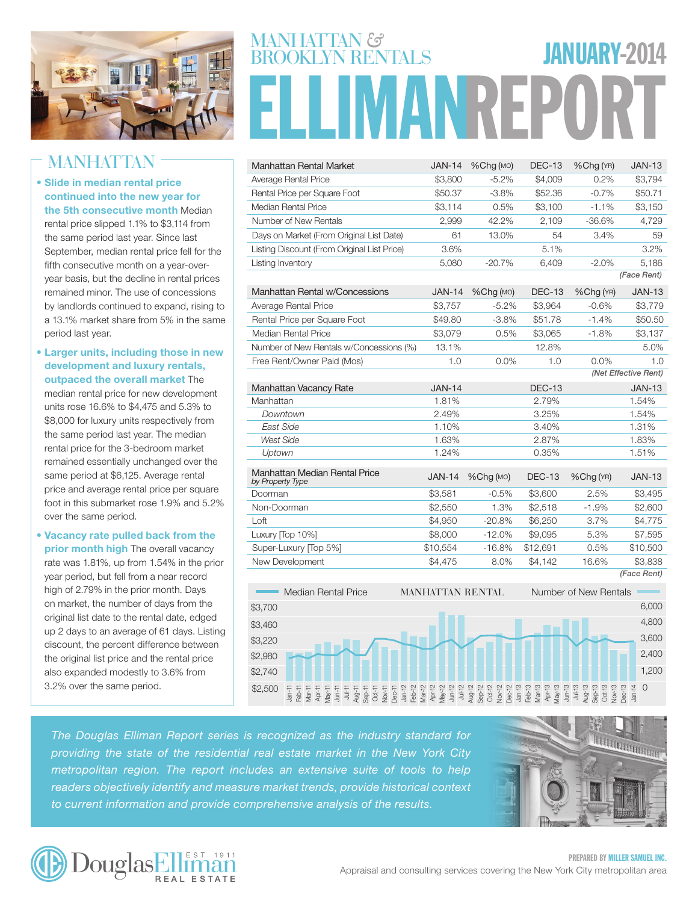# MANHATTAN & BROOKLYN RENTALS

# ELLIMANREPORT

## JANUARY-2014

## MANHATTAN

- **Slide in median rental price continued into the new year for the 5th consecutive month** Median rental price slipped 1.1% to $3,114 from the same period last year. Since last September, median rental price fell for the fifth consecutive month on a year-over-year basis, but the decline in rental prices remained minor. The use of concessions by landlords continued to expand, rising to a 13.1% market share from 5% in the same period last year.
- **Larger units, including those in new development and luxury rentals, outpaced the overall market** The median rental price for new development units rose 16.6% to $4,475 and 5.3% to $8,000 for luxury units respectively from the same period last year. The median rental price for the 3-bedroom market remained essentially unchanged over the same period at $6,125. Average rental price and average rental price per square foot in this submarket rose 1.9% and 5.2% over the same period.
- **Vacancy rate pulled back from the prior month high** The overall vacancy rate was 1.81%, up from 1.54% in the prior year period, but fell from a near record high of 2.79% in the prior month. Days on market, the number of days from the original list date to the rental date, edged up 2 days to an average of 61 days. Listing discount, the percent difference between the original list price and the rental price also expanded modestly to 3.6% from 3.2% over the same period.

| Manhattan Rental Market | JAN-14 | %Chg (MO) | DEC-13 | %Chg (YR) | JAN-13 |
|---|---|---|---|---|---|
| Average Rental Price | $3,800 | -5.2% | $4,009 | 0.2% | $3,794 |
| Rental Price per Square Foot | $50.37 | -3.8% | $52.36 | -0.7% | $50.71 |
| Median Rental Price | $3,114 | 0.5% | $3,100 | -1.1% | $3,150 |
| Number of New Rentals | 2,999 | 42.2% | 2,109 | -36.6% | 4,729 |
| Days on Market (From Original List Date) | 61 | 13.0% | 54 | 3.4% | 59 |
| Listing Discount (From Original List Price) | 3.6% | | 5.1% | | 3.2% |
| Listing Inventory | 5,080 | -20.7% | 6,409 | -2.0% | 5,186 |

*(Face Rent)*

| Manhattan Rental w/Concessions | JAN-14 | %Chg (MO) | DEC-13 | %Chg (YR) | JAN-13 |
|---|---|---|---|---|---|
| Average Rental Price | $3,757 | -5.2% | $3,964 | -0.6% | $3,779 |
| Rental Price per Square Foot | $49.80 | -3.8% | $51.78 | -1.4% | $50.50 |
| Median Rental Price | $3,079 | 0.5% | $3,065 | -1.8% | $3,137 |
| Number of New Rentals w/Concessions (%) | 13.1% | | 12.8% | | 5.0% |
| Free Rent/Owner Paid (Mos) | 1.0 | 0.0% | 1.0 | 0.0% | 1.0 |

*(Net Effective Rent)*

| Manhattan Vacancy Rate | JAN-14 | DEC-13 | JAN-13 |
|---|---|---|---|
| Manhattan | 1.81% | 2.79% | 1.54% |
| *Downtown* | 2.49% | 3.25% | 1.54% |
| *East Side* | 1.10% | 3.40% | 1.31% |
| *West Side* | 1.63% | 2.87% | 1.83% |
| *Uptown* | 1.24% | 0.35% | 1.51% |

| Manhattan Median Rental Price *by Property Type* | JAN-14 | %Chg (MO) | DEC-13 | %Chg (YR) | JAN-13 |
|---|---|---|---|---|---|
| Doorman | $3,581 | -0.5% | $3,600 | 2.5% | $3,495 |
| Non-Doorman | $2,550 | 1.3% | $2,518 | -1.9% | $2,600 |
| Loft | $4,950 | -20.8% | $6,250 | 3.7% | $4,775 |
| Luxury [Top 10%] | $8,000 | -12.0% | $9,095 | 5.3% | $7,595 |
| Super-Luxury [Top 5%] | $10,554 | -16.8% | $12,691 | 0.5% | $10,500 |
| New Development | $4,475 | 8.0% | $4,142 | 16.6% | $3,838 |

*(Face Rent)*

MANHATTAN RENTAL — Median Rental Price / Number of New Rentals (Jan-11 to Jan-14)

*The Douglas Elliman Report series is recognized as the industry standard for providing the state of the residential real estate market in the New York City metropolitan region. The report includes an extensive suite of tools to help readers objectively identify and measure market trends, provide historical context to current information and provide comprehensive analysis of the results.*

Douglas Elliman Real Estate — Est. 1911

PREPARED BY MILLER SAMUEL INC.
Appraisal and consulting services covering the New York City metropolitan area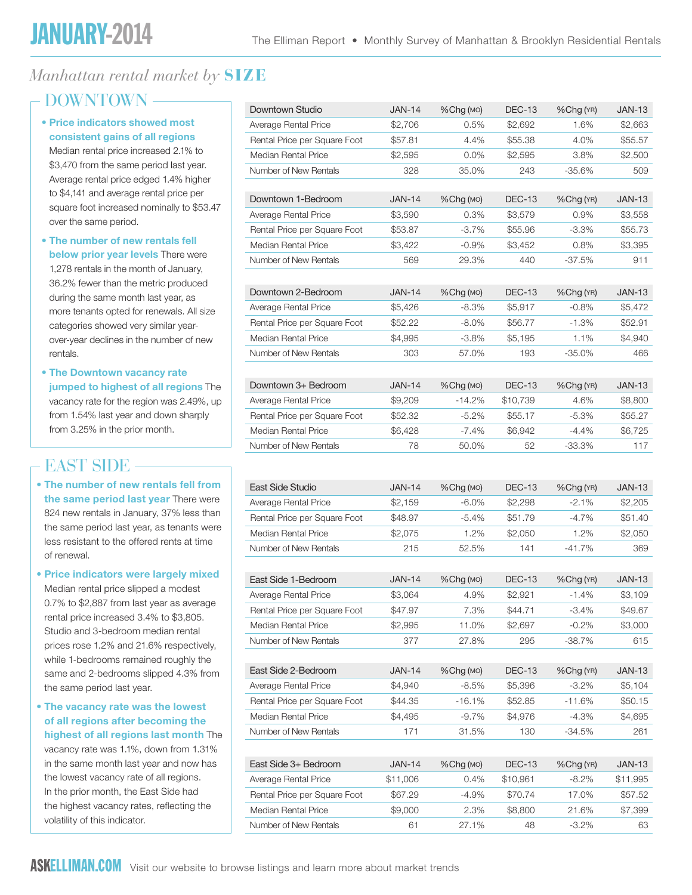# JANUARY-2014

## *Manhattan rental market by* **SIZE**

### DOWNTOWN

- **Price indicators showed most consistent gains of all regions** Median rental price increased 2.1% to $3,470 from the same period last year. Average rental price edged 1.4% higher to $4,141 and average rental price per square foot increased nominally to $53.47 over the same period.
- **The number of new rentals fell below prior year levels** There were 1,278 rentals in the month of January, 36.2% fewer than the metric produced during the same month last year, as more tenants opted for renewals. All size categories showed very similar year-over-year declines in the number of new rentals.
- **The Downtown vacancy rate jumped to highest of all regions** The vacancy rate for the region was 2.49%, up from 1.54% last year and down sharply from 3.25% in the prior month.

| Downtown Studio | JAN-14 | %Chg (MO) | DEC-13 | %Chg (YR) | JAN-13 |
|---|---|---|---|---|---|
| Average Rental Price | $2,706 | 0.5% | $2,692 | 1.6% | $2,663 |
| Rental Price per Square Foot | $57.81 | 4.4% | $55.38 | 4.0% | $55.57 |
| Median Rental Price | $2,595 | 0.0% | $2,595 | 3.8% | $2,500 |
| Number of New Rentals | 328 | 35.0% | 243 | -35.6% | 509 |

| Downtown 1-Bedroom | JAN-14 | %Chg (MO) | DEC-13 | %Chg (YR) | JAN-13 |
|---|---|---|---|---|---|
| Average Rental Price | $3,590 | 0.3% | $3,579 | 0.9% | $3,558 |
| Rental Price per Square Foot | $53.87 | -3.7% | $55.96 | -3.3% | $55.73 |
| Median Rental Price | $3,422 | -0.9% | $3,452 | 0.8% | $3,395 |
| Number of New Rentals | 569 | 29.3% | 440 | -37.5% | 911 |

| Downtown 2-Bedroom | JAN-14 | %Chg (MO) | DEC-13 | %Chg (YR) | JAN-13 |
|---|---|---|---|---|---|
| Average Rental Price | $5,426 | -8.3% | $5,917 | -0.8% | $5,472 |
| Rental Price per Square Foot | $52.22 | -8.0% | $56.77 | -1.3% | $52.91 |
| Median Rental Price | $4,995 | -3.8% | $5,195 | 1.1% | $4,940 |
| Number of New Rentals | 303 | 57.0% | 193 | -35.0% | 466 |

| Downtown 3+ Bedroom | JAN-14 | %Chg (MO) | DEC-13 | %Chg (YR) | JAN-13 |
|---|---|---|---|---|---|
| Average Rental Price | $9,209 | -14.2% | $10,739 | 4.6% | $8,800 |
| Rental Price per Square Foot | $52.32 | -5.2% | $55.17 | -5.3% | $55.27 |
| Median Rental Price | $6,428 | -7.4% | $6,942 | -4.4% | $6,725 |
| Number of New Rentals | 78 | 50.0% | 52 | -33.3% | 117 |

### EAST SIDE

- **The number of new rentals fell from the same period last year** There were 824 new rentals in January, 37% less than the same period last year, as tenants were less resistant to the offered rents at time of renewal.
- **Price indicators were largely mixed** Median rental price slipped a modest 0.7% to $2,887 from last year as average rental price increased 3.4% to $3,805. Studio and 3-bedroom median rental prices rose 1.2% and 21.6% respectively, while 1-bedrooms remained roughly the same and 2-bedrooms slipped 4.3% from the same period last year.
- **The vacancy rate was the lowest of all regions after becoming the highest of all regions last month** The vacancy rate was 1.1%, down from 1.31% in the same month last year and now has the lowest vacancy rate of all regions. In the prior month, the East Side had the highest vacancy rates, reflecting the volatility of this indicator.

| East Side Studio | JAN-14 | %Chg (MO) | DEC-13 | %Chg (YR) | JAN-13 |
|---|---|---|---|---|---|
| Average Rental Price | $2,159 | -6.0% | $2,298 | -2.1% | $2,205 |
| Rental Price per Square Foot | $48.97 | -5.4% | $51.79 | -4.7% | $51.40 |
| Median Rental Price | $2,075 | 1.2% | $2,050 | 1.2% | $2,050 |
| Number of New Rentals | 215 | 52.5% | 141 | -41.7% | 369 |

| East Side 1-Bedroom | JAN-14 | %Chg (MO) | DEC-13 | %Chg (YR) | JAN-13 |
|---|---|---|---|---|---|
| Average Rental Price | $3,064 | 4.9% | $2,921 | -1.4% | $3,109 |
| Rental Price per Square Foot | $47.97 | 7.3% | $44.71 | -3.4% | $49.67 |
| Median Rental Price | $2,995 | 11.0% | $2,697 | -0.2% | $3,000 |
| Number of New Rentals | 377 | 27.8% | 295 | -38.7% | 615 |

| East Side 2-Bedroom | JAN-14 | %Chg (MO) | DEC-13 | %Chg (YR) | JAN-13 |
|---|---|---|---|---|---|
| Average Rental Price | $4,940 | -8.5% | $5,396 | -3.2% | $5,104 |
| Rental Price per Square Foot | $44.35 | -16.1% | $52.85 | -11.6% | $50.15 |
| Median Rental Price | $4,495 | -9.7% | $4,976 | -4.3% | $4,695 |
| Number of New Rentals | 171 | 31.5% | 130 | -34.5% | 261 |

| East Side 3+ Bedroom | JAN-14 | %Chg (MO) | DEC-13 | %Chg (YR) | JAN-13 |
|---|---|---|---|---|---|
| Average Rental Price | $11,006 | 0.4% | $10,961 | -8.2% | $11,995 |
| Rental Price per Square Foot | $67.29 | -4.9% | $70.74 | 17.0% | $57.52 |
| Median Rental Price | $9,000 | 2.3% | $8,800 | 21.6% | $7,399 |
| Number of New Rentals | 61 | 27.1% | 48 | -3.2% | 63 |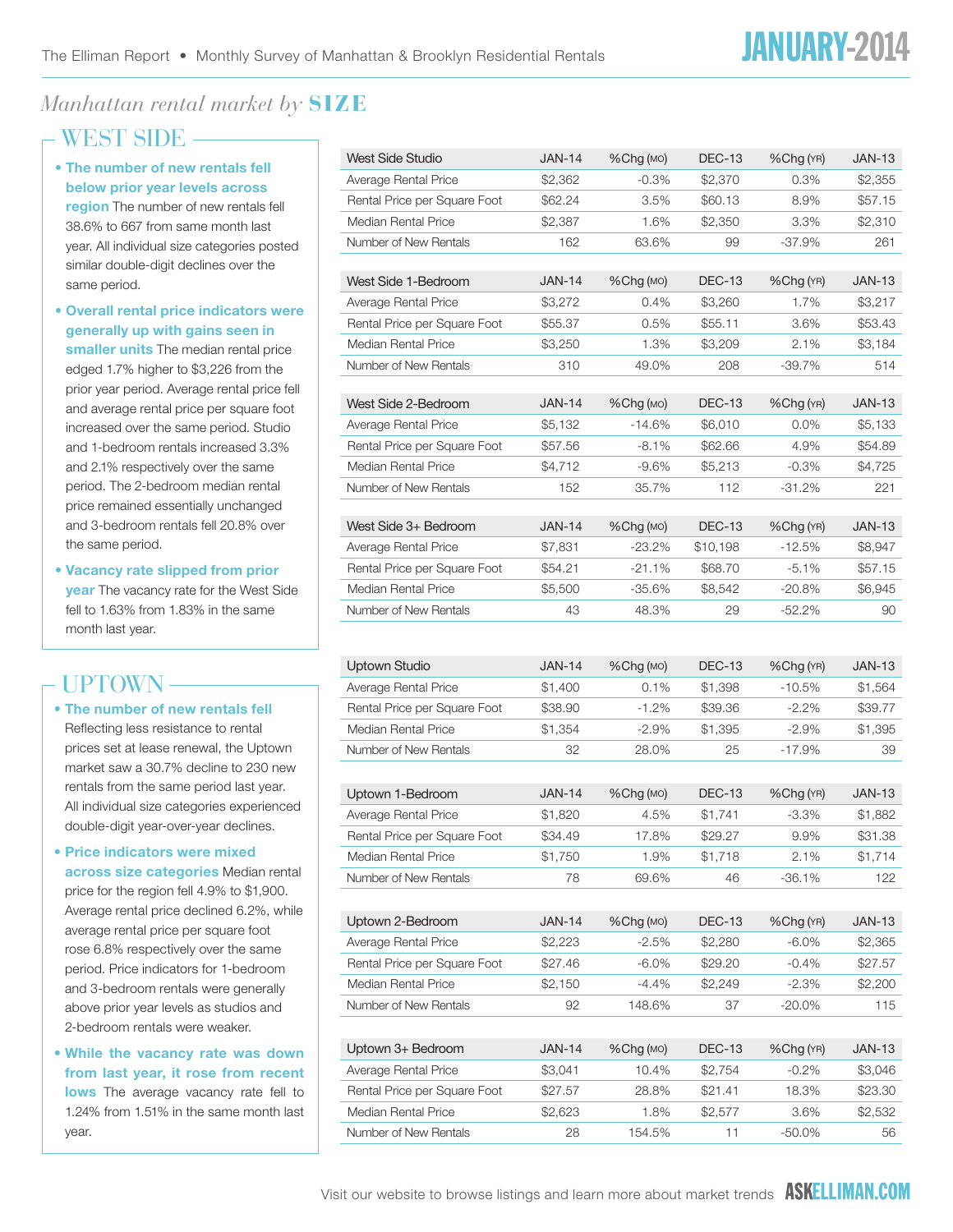## *Manhattan rental market by* **SIZE**

### WEST SIDE

- **The number of new rentals fell below prior year levels across region** The number of new rentals fell 38.6% to 667 from same month last year. All individual size categories posted similar double-digit declines over the same period.
- **Overall rental price indicators were generally up with gains seen in smaller units** The median rental price edged 1.7% higher to $3,226 from the prior year period. Average rental price fell and average rental price per square foot increased over the same period. Studio and 1-bedroom rentals increased 3.3% and 2.1% respectively over the same period. The 2-bedroom median rental price remained essentially unchanged and 3-bedroom rentals fell 20.8% over the same period.
- **Vacancy rate slipped from prior year** The vacancy rate for the West Side fell to 1.63% from 1.83% in the same month last year.

| West Side Studio | JAN-14 | %Chg (MO) | DEC-13 | %Chg (YR) | JAN-13 |
|---|---|---|---|---|---|
| Average Rental Price | $2,362 | -0.3% | $2,370 | 0.3% | $2,355 |
| Rental Price per Square Foot | $62.24 | 3.5% | $60.13 | 8.9% | $57.15 |
| Median Rental Price | $2,387 | 1.6% | $2,350 | 3.3% | $2,310 |
| Number of New Rentals | 162 | 63.6% | 99 | -37.9% | 261 |

| West Side 1-Bedroom | JAN-14 | %Chg (MO) | DEC-13 | %Chg (YR) | JAN-13 |
|---|---|---|---|---|---|
| Average Rental Price | $3,272 | 0.4% | $3,260 | 1.7% | $3,217 |
| Rental Price per Square Foot | $55.37 | 0.5% | $55.11 | 3.6% | $53.43 |
| Median Rental Price | $3,250 | 1.3% | $3,209 | 2.1% | $3,184 |
| Number of New Rentals | 310 | 49.0% | 208 | -39.7% | 514 |

| West Side 2-Bedroom | JAN-14 | %Chg (MO) | DEC-13 | %Chg (YR) | JAN-13 |
|---|---|---|---|---|---|
| Average Rental Price | $5,132 | -14.6% | $6,010 | 0.0% | $5,133 |
| Rental Price per Square Foot | $57.56 | -8.1% | $62.66 | 4.9% | $54.89 |
| Median Rental Price | $4,712 | -9.6% | $5,213 | -0.3% | $4,725 |
| Number of New Rentals | 152 | 35.7% | 112 | -31.2% | 221 |

| West Side 3+ Bedroom | JAN-14 | %Chg (MO) | DEC-13 | %Chg (YR) | JAN-13 |
|---|---|---|---|---|---|
| Average Rental Price | $7,831 | -23.2% | $10,198 | -12.5% | $8,947 |
| Rental Price per Square Foot | $54.21 | -21.1% | $68.70 | -5.1% | $57.15 |
| Median Rental Price | $5,500 | -35.6% | $8,542 | -20.8% | $6,945 |
| Number of New Rentals | 43 | 48.3% | 29 | -52.2% | 90 |

### UPTOWN

- **The number of new rentals fell** Reflecting less resistance to rental prices set at lease renewal, the Uptown market saw a 30.7% decline to 230 new rentals from the same period last year. All individual size categories experienced double-digit year-over-year declines.
- **Price indicators were mixed across size categories** Median rental price for the region fell 4.9% to $1,900. Average rental price declined 6.2%, while average rental price per square foot rose 6.8% respectively over the same period. Price indicators for 1-bedroom and 3-bedroom rentals were generally above prior year levels as studios and 2-bedroom rentals were weaker.
- **While the vacancy rate was down from last year, it rose from recent lows** The average vacancy rate fell to 1.24% from 1.51% in the same month last year.

| Uptown Studio | JAN-14 | %Chg (MO) | DEC-13 | %Chg (YR) | JAN-13 |
|---|---|---|---|---|---|
| Average Rental Price | $1,400 | 0.1% | $1,398 | -10.5% | $1,564 |
| Rental Price per Square Foot | $38.90 | -1.2% | $39.36 | -2.2% | $39.77 |
| Median Rental Price | $1,354 | -2.9% | $1,395 | -2.9% | $1,395 |
| Number of New Rentals | 32 | 28.0% | 25 | -17.9% | 39 |

| Uptown 1-Bedroom | JAN-14 | %Chg (MO) | DEC-13 | %Chg (YR) | JAN-13 |
|---|---|---|---|---|---|
| Average Rental Price | $1,820 | 4.5% | $1,741 | -3.3% | $1,882 |
| Rental Price per Square Foot | $34.49 | 17.8% | $29.27 | 9.9% | $31.38 |
| Median Rental Price | $1,750 | 1.9% | $1,718 | 2.1% | $1,714 |
| Number of New Rentals | 78 | 69.6% | 46 | -36.1% | 122 |

| Uptown 2-Bedroom | JAN-14 | %Chg (MO) | DEC-13 | %Chg (YR) | JAN-13 |
|---|---|---|---|---|---|
| Average Rental Price | $2,223 | -2.5% | $2,280 | -6.0% | $2,365 |
| Rental Price per Square Foot | $27.46 | -6.0% | $29.20 | -0.4% | $27.57 |
| Median Rental Price | $2,150 | -4.4% | $2,249 | -2.3% | $2,200 |
| Number of New Rentals | 92 | 148.6% | 37 | -20.0% | 115 |

| Uptown 3+ Bedroom | JAN-14 | %Chg (MO) | DEC-13 | %Chg (YR) | JAN-13 |
|---|---|---|---|---|---|
| Average Rental Price | $3,041 | 10.4% | $2,754 | -0.2% | $3,046 |
| Rental Price per Square Foot | $27.57 | 28.8% | $21.41 | 18.3% | $23.30 |
| Median Rental Price | $2,623 | 1.8% | $2,577 | 3.6% | $2,532 |
| Number of New Rentals | 28 | 154.5% | 11 | -50.0% | 56 |

Visit our website to browse listings and learn more about market trends **ASKELLIMAN.COM**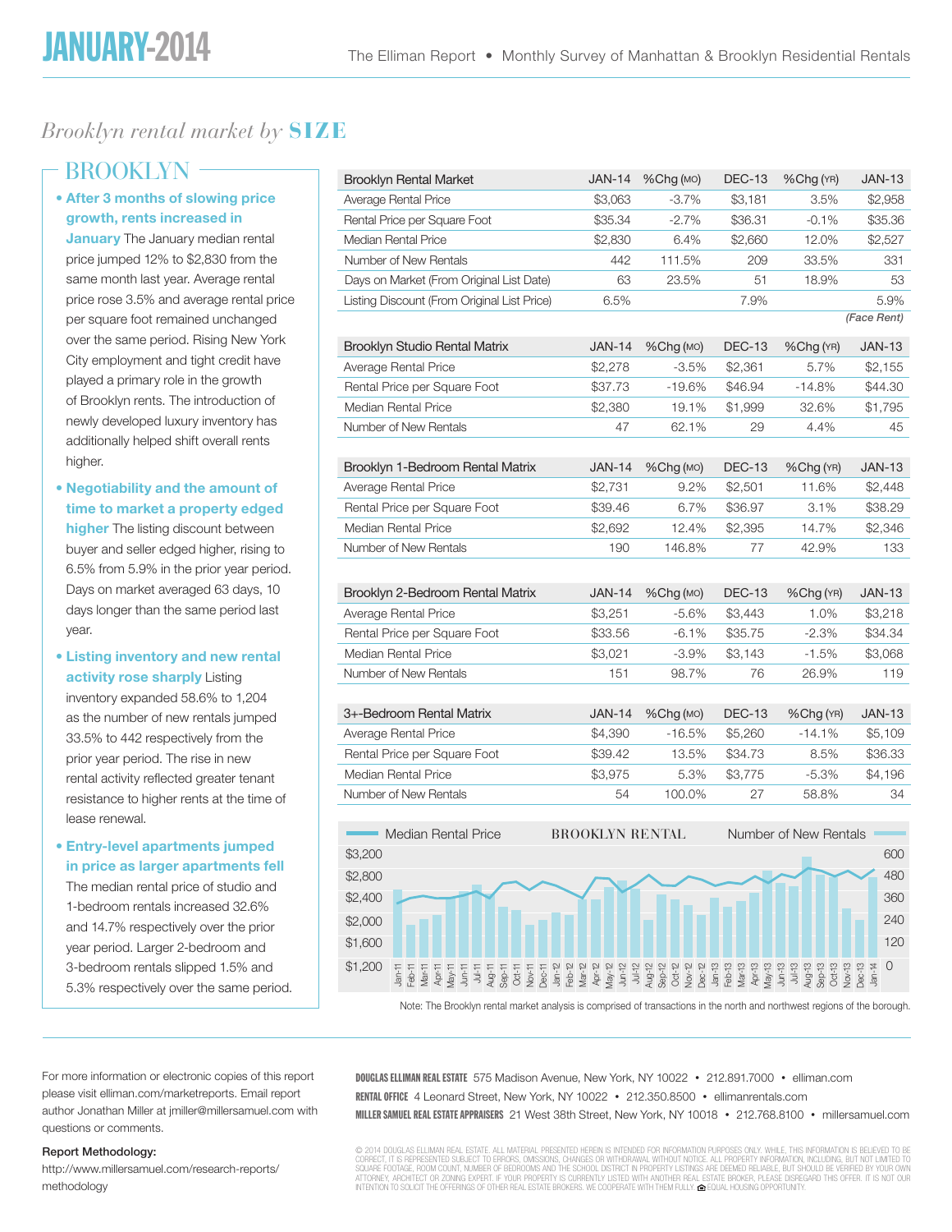# JANUARY-2014

The Elliman Report • Monthly Survey of Manhattan & Brooklyn Residential Rentals

## *Brooklyn rental market by* SIZE

### BROOKLYN

- **After 3 months of slowing price growth, rents increased in January** The January median rental price jumped 12% to $2,830 from the same month last year. Average rental price rose 3.5% and average rental price per square foot remained unchanged over the same period. Rising New York City employment and tight credit have played a primary role in the growth of Brooklyn rents. The introduction of newly developed luxury inventory has additionally helped shift overall rents higher.
- **Negotiability and the amount of time to market a property edged higher** The listing discount between buyer and seller edged higher, rising to 6.5% from 5.9% in the prior year period. Days on market averaged 63 days, 10 days longer than the same period last year.
- **Listing inventory and new rental activity rose sharply** Listing inventory expanded 58.6% to 1,204 as the number of new rentals jumped 33.5% to 442 respectively from the prior year period. The rise in new rental activity reflected greater tenant resistance to higher rents at the time of lease renewal.
- **Entry-level apartments jumped in price as larger apartments fell** The median rental price of studio and 1-bedroom rentals increased 32.6% and 14.7% respectively over the prior year period. Larger 2-bedroom and 3-bedroom rentals slipped 1.5% and 5.3% respectively over the same period.

| Brooklyn Rental Market | JAN-14 | %Chg (MO) | DEC-13 | %Chg (YR) | JAN-13 |
|---|---|---|---|---|---|
| Average Rental Price | $3,063 | -3.7% | $3,181 | 3.5% | $2,958 |
| Rental Price per Square Foot | $35.34 | -2.7% | $36.31 | -0.1% | $35.36 |
| Median Rental Price | $2,830 | 6.4% | $2,660 | 12.0% | $2,527 |
| Number of New Rentals | 442 | 111.5% | 209 | 33.5% | 331 |
| Days on Market (From Original List Date) | 63 | 23.5% | 51 | 18.9% | 53 |
| Listing Discount (From Original List Price) | 6.5% | | 7.9% | | 5.9% |

*(Face Rent)*

| Brooklyn Studio Rental Matrix | JAN-14 | %Chg (MO) | DEC-13 | %Chg (YR) | JAN-13 |
|---|---|---|---|---|---|
| Average Rental Price | $2,278 | -3.5% | $2,361 | 5.7% | $2,155 |
| Rental Price per Square Foot | $37.73 | -19.6% | $46.94 | -14.8% | $44.30 |
| Median Rental Price | $2,380 | 19.1% | $1,999 | 32.6% | $1,795 |
| Number of New Rentals | 47 | 62.1% | 29 | 4.4% | 45 |

| Brooklyn 1-Bedroom Rental Matrix | JAN-14 | %Chg (MO) | DEC-13 | %Chg (YR) | JAN-13 |
|---|---|---|---|---|---|
| Average Rental Price | $2,731 | 9.2% | $2,501 | 11.6% | $2,448 |
| Rental Price per Square Foot | $39.46 | 6.7% | $36.97 | 3.1% | $38.29 |
| Median Rental Price | $2,692 | 12.4% | $2,395 | 14.7% | $2,346 |
| Number of New Rentals | 190 | 146.8% | 77 | 42.9% | 133 |

| Brooklyn 2-Bedroom Rental Matrix | JAN-14 | %Chg (MO) | DEC-13 | %Chg (YR) | JAN-13 |
|---|---|---|---|---|---|
| Average Rental Price | $3,251 | -5.6% | $3,443 | 1.0% | $3,218 |
| Rental Price per Square Foot | $33.56 | -6.1% | $35.75 | -2.3% | $34.34 |
| Median Rental Price | $3,021 | -3.9% | $3,143 | -1.5% | $3,068 |
| Number of New Rentals | 151 | 98.7% | 76 | 26.9% | 119 |

| 3+-Bedroom Rental Matrix | JAN-14 | %Chg (MO) | DEC-13 | %Chg (YR) | JAN-13 |
|---|---|---|---|---|---|
| Average Rental Price | $4,390 | -16.5% | $5,260 | -14.1% | $5,109 |
| Rental Price per Square Foot | $39.42 | 13.5% | $34.73 | 8.5% | $36.33 |
| Median Rental Price | $3,975 | 5.3% | $3,775 | -5.3% | $4,196 |
| Number of New Rentals | 54 | 100.0% | 27 | 58.8% | 34 |

Median Rental Price — BROOKLYN RENTAL — Number of New Rentals

$3,200
$2,800
$2,400
$2,000
$1,600
$1,200

600
480
360
240
120
0

Jan-11 Feb-11 Mar-11 Apr-11 May-11 Jun-11 Jul-11 Aug-11 Sep-11 Oct-11 Nov-11 Dec-11 Jan-12 Feb-12 Mar-12 Apr-12 May-12 Jun-12 Jul-12 Aug-12 Sep-12 Oct-12 Nov-12 Dec-12 Jan-13 Feb-13 Mar-13 Apr-13 May-13 Jun-13 Jul-13 Aug-13 Sep-13 Oct-13 Nov-13 Dec-13 Jan-14

Note: The Brooklyn rental market analysis is comprised of transactions in the north and northwest regions of the borough.

For more information or electronic copies of this report please visit elliman.com/marketreports. Email report author Jonathan Miller at jmiller@millersamuel.com with questions or comments.

**Report Methodology:**
http://www.millersamuel.com/research-reports/methodology

**DOUGLAS ELLIMAN REAL ESTATE** 575 Madison Avenue, New York, NY 10022 • 212.891.7000 • elliman.com
**RENTAL OFFICE** 4 Leonard Street, New York, NY 10022 • 212.350.8500 • ellimanrentals.com
**MILLER SAMUEL REAL ESTATE APPRAISERS** 21 West 38th Street, New York, NY 10018 • 212.768.8100 • millersamuel.com

© 2014 DOUGLAS ELLIMAN REAL ESTATE. ALL MATERIAL PRESENTED HEREIN IS INTENDED FOR INFORMATION PURPOSES ONLY. WHILE, THIS INFORMATION IS BELIEVED TO BE CORRECT, IT IS REPRESENTED SUBJECT TO ERRORS, OMISSIONS, CHANGES OR WITHDRAWAL WITHOUT NOTICE. ALL PROPERTY INFORMATION, INCLUDING, BUT NOT LIMITED TO SQUARE FOOTAGE, ROOM COUNT, NUMBER OF BEDROOMS AND THE SCHOOL DISTRICT IN PROPERTY LISTINGS ARE DEEMED RELIABLE, BUT SHOULD BE VERIFIED BY YOUR OWN ATTORNEY, ARCHITECT OR ZONING EXPERT. IF YOUR PROPERTY IS CURRENTLY LISTED WITH ANOTHER REAL ESTATE BROKER, PLEASE DISREGARD THIS OFFER. IT IS NOT OUR INTENTION TO SOLICIT THE OFFERINGS OF OTHER REAL ESTATE BROKERS. WE COOPERATE WITH THEM FULLY. EQUAL HOUSING OPPORTUNITY.